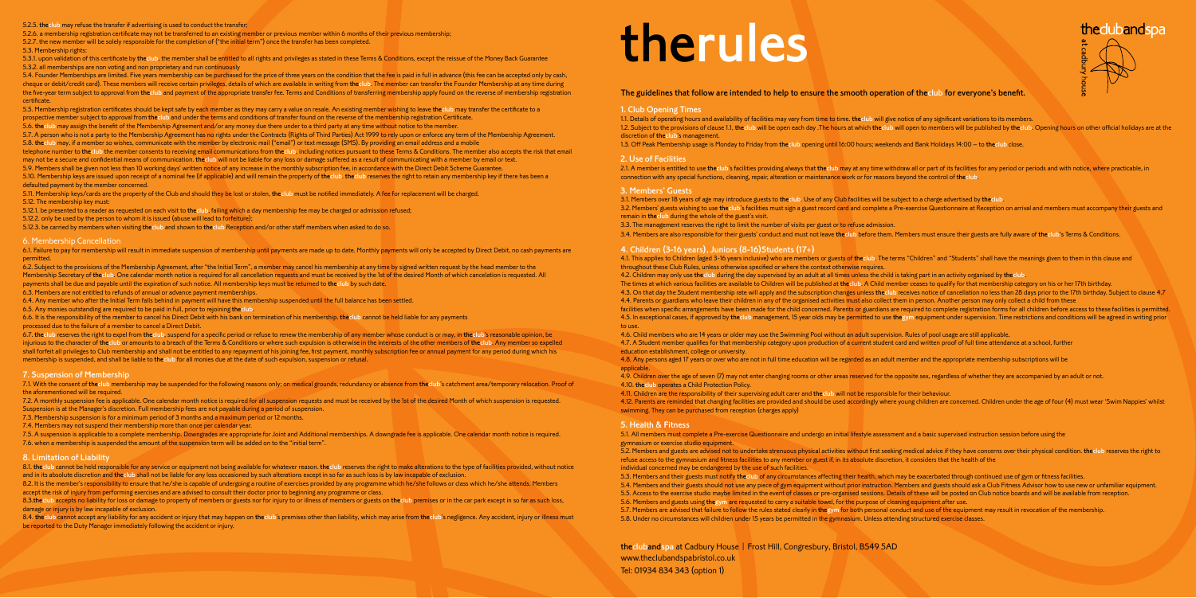5.2.5. theclub may refuse the transfer if advertising is used to conduct the transfer;

5.2.6. a membership registration certificate may not be transferred to an existing member or previous member within 6 months of their previous membership;

5.2.7. the new member will be solely responsible for the completion of ("the initial term") once the transfer has been completed.

5.3. Membership rights:

5.3.1. upon validation of this certificate by theclub, the member shall be entitled to all rights and privileges as stated in these Terms & Conditions, except the reissue of the Money Back Guarantee

5.3.2. all memberships are non voting and non proprietary and run continuously

5.4. Founder Memberships are limited. Five years membership can be purchased for the price of three years on the condition that the fee is paid in full in advance (this fee can be accepted only by cash, cheque or debit/credit card). These members will receive certain privileges, details of which are available in writing from theclub. The member can transfer the Founder Membership at any time during the five-year term subject to approval from theclub and payment of the appropriate transfer fee. Terms and Conditions of transferring membership apply found on the reverse of membership registration certificate.

5.5. Membership registration certificates should be kept safe by each member as they may carry a value on resale. An existing member wishing to leave theclub may transfer the certificate to a prospective member subject to approval from theclub and under the terms and conditions of transfer found on the reverse of the membership registration Certificate.

5.6. theclub may assign the benefit of the Membership Agreement and/or any money due there under to a third party at any time without notice to the member.

5.7. A person who is not a party to the Membership Agreement has no rights under the Contracts (Rights of Third Parties) Act 1999 to rely upon or enforce any term of the Membership Agreement.

5.8. theclub may, if a member so wishes, communicate with the member by electronic mail ("email") or text message (SMS). By providing an email address and a mobile telephone number to theclub the member consents to receiving email communications from theclub, including notices pursuant to these Terms & Conditions. The member also accepts the risk that email may not be a secure and confidential means of communication. theclub will not be liable for any loss or damage suffered as a result of communicating with a member by email or text.

5.9. Members shall be given not less than 10 working days' written notice of any increase in the monthly subscription fee, in accordance with the Direct Debit Scheme Guarantee.

5.10. Membership keys are issued upon receipt of a nominal fee (if applicable) and will remain the property of theclub. theclub reserves the right to retain any membership key if there has been a defaulted payment by the member concerned.

5.11. Membership keys/cards are the property of the Club and should they be lost or stolen, theclub must be notified immediately. A fee for replacement will be charged.

5.12. The membership key must:

5.12.1. be presented to a reader as requested on each visit to theclub, failing which a day membership fee may be charged or admission refused;

5.12.2. only be used by the person to whom it is issued (abuse will lead to forfeiture);

5.12.3. be carried by members when visiting theclub and shown to theclub Reception and/or other staff members when asked to do so.

## 6. Membership Cancellation

6.1. Failure to pay for membership will result in immediate suspension of membership until payments are made up to date. Monthly payments will only be accepted by Direct Debit, no cash payments are permitted.

6.2. Subject to the provisions of the Membership Agreement, after "the Initial Term", a member may cancel his membership at any time by signed written request by the head member to the Membership Secretary of theclub. One calendar month notice is required for all cancellation requests and must be received by the 1st of the desired Month of which cancelation is requested. All payments shall be due and payable until the expiration of such notice. All membership keys must be returned to theclub by such date.

6.3. Members are not entitled to refunds of annual or advance membership memberships.

6.4. Any member who after the Initial Term falls behind in payment will have this membership suspended until the full balance has been settled.

6.5. Any monies outstanding are required to be paid in full, prior to rejoining theclub.

6.6. It is the responsibility of the member to cancel his Direct Debit with his bank on termination of his membership. theclub cannot be held liable for any payments processed due to the failure of a member to cancel a Direct Debit.

6.7. theclub reserves the right to expel from theclub, suspend for a specific period or refuse to renew the membership of any member whose conduct is or may, in theclub's reasonable opinion, be injurious to the character of theclub or amounts to a breach of the Terms & Conditions or where such expulsion is otherwise in the interests of the other members of theclub. Any member so expelled shall forfeit all privileges to Club membership and shall not be entitled to any repayment of his joining fee, first payment, monthly subscription fee or annual payment for any period during which his membership is suspended, and shall be liable to theclub for all monies due at the date of such expulsion, suspension or refusal.

## 7. Suspension of Membership

7.1. With the consent of theclub membership may be suspended for the following reasons only; on medical grounds, redundancy or absence from theclub's catchment area/temporary relocation. Proof of the aforementioned will be required.

7.2. A monthly suspension fee is applicable. One calendar month notice is required for all suspension requests and must be received by the 1st of the desired Month of which suspension is requested. Suspension is at the Manager's discretion. Full membership fees are not payable during a period of suspension.

7.3. Membership suspension is for a minimum period of 3 months and a maximum period or 12 months.

7.4. Members may not suspend their membership more than once per calendar year.

7.5. A suspension is applicable to a complete membership. Downgrades are appropriate for Joint and Additional memberships. A downgrade fee is applicable. One calendar month notice is required.

7.6. when a membership is suspended the amount of the suspension term will be added on to the "initial term".

## 8. Limitation of Liability

8.1. theclub cannot be held responsible for any service or equipment not being available for whatever reason. theclub reserves the right to make alterations to the type of facilities provided, without notice and in its absolute discretion and theclub shall not be liable for any loss occasioned by such alterations except in so far as such loss is by law incapable of exclusion.

8.2. It is the member's responsibility to ensure that he/she is capable of undergoing a routine of exercises provided by any programme which he/she follows or class which he/she attends. Members accept the risk of injury from performing exercises and are advised to consult their doctor prior to beginning any programme or class.

8.3. theclub accepts no liability for loss or damage to property of members or guests nor for injury to or illness of members or guests on theclub premises or in the car park except in so far as such loss, damage or injury is by law incapable of exclusion.

8.4. theclub cannot accept any liability for any accident or injury that may happen on theclub's premises other than liability, which may arise from theclub's negligence. Any accident, injury or illness must be reported to the Duty Manager immediately following the accident or injury.

# therules

theclubandspa at cadbury house

**The guidelines that follow are intended to help to ensure the smooth operation of theclub for everyone's benefit.**

## 1. Club Opening Times

1.1. Details of operating hours and availability of facilities may vary from time to time. theclub will give notice of any significant variations to its members.

1.2. Subject to the provisions of clause 1.1, theclub will be open each day .The hours at which theclub will open to members will be published by theclub. Opening hours on other official holidays are at the discretion of theclub's management.

1.3. Off Peak Membership usage is Monday to Friday from theclub opening until 16:00 hours; weekends and Bank Holidays 14:00 – to theclub close.

## 2. Use of Facilities

2.1. A member is entitled to use theclub's facilities providing always that theclub may at any time withdraw all or part of its facilities for any period or periods and with notice, where practicable, in connection with any special functions, cleaning, repair, alteration or maintenance work or for reasons beyond the control of theclub.

## 3. Members' Guests

3.1. Members over 18 years of age may introduce guests to theclub. Use of any Club facilities will be subject to a charge advertised by theclub.

3.2. Members' guests wishing to use theclub's facilities must sign a guest record card and complete a Pre-exercise Questionnaire at Reception on arrival and members must accompany their guests and remain in theclub during the whole of the guest's visit.

3.3. The management reserves the right to limit the number of visits per guest or to refuse admission.

3.4. Members are also responsible for their guests' conduct and must not leave theclub before them. Members must ensure their guests are fully aware of theclub's Terms & Conditions.

## 4. Children (3-16 years), Juniors (8-16)Students (17+)

4.1. This applies to Children (aged 3-16 years inclusive) who are members or guests of theclub. The terms "Children" and "Students" shall have the meanings given to them in this clause and throughout these Club Rules, unless otherwise specified or where the context otherwise requires.

4.2. Children may only use theclub during the day supervised by an adult at all times unless the child is taking part in an activity organised by theclub.
The times at which various facilities are available to Children will be published at theclub. A Child member ceases to qualify for that membership category on his or her 17th birthday.

4.3. On that day the Student membership rate will apply and the subscription changes unless theclub receives notice of cancellation no less than 28 days prior to the 17th birthday. Subject to clause 4.7

4.4. Parents or guardians who leave their children in any of the organised activities must also collect them in person. Another person may only collect a child from these facilities when specific arrangements have been made for the child concerned. Parents or guardians are required to complete registration forms for all children before access to these facilities is permitted.

4.5. In exceptional cases, if approved by theclub management, 15 year olds may be permitted to use thegym equipment under supervision. Time restrictions and conditions will be agreed in writing prior to use.

4.6. Child members who are 14 years or older may use the Swimming Pool without an adult supervision. Rules of pool usage are still applicable.

4.7. A Student member qualifies for that membership category upon production of a current student card and written proof of full time attendance at a school, further education establishment, college or university.

4.8. Any persons aged 17 years or over who are not in full time education will be regarded as an adult member and the appropriate membership subscriptions will be applicable.

4.9. Children over the age of seven (7) may not enter changing rooms or other areas reserved for the opposite sex, regardless of whether they are accompanied by an adult or not.

4.10. theclub operates a Child Protection Policy.

4.11. Children are the responsibility of their supervising adult carer and theclub will not be responsible for their behaviour.

4.12. Parents are reminded that changing facilities are provided and should be used accordingly where young children are concerned. Children under the age of four (4) must wear 'Swim Nappies' whilst swimming. They can be purchased from reception (charges apply)

## 5. Health & Fitness

5.1. All members must complete a Pre-exercise Questionnaire and undergo an initial lifestyle assessment and a basic supervised instruction session before using the gymnasium or exercise studio equipment.

5.2. Members and guests are advised not to undertake strenuous physical activities without first seeking medical advice if they have concerns over their physical condition. theclub reserves the right to refuse access to the gymnasium and fitness facilities to any member or guest if, in its absolute discretion, it considers that the health of the individual concerned may be endangered by the use of such facilities.

5.3. Members and their guests must notify theclub of any circumstances affecting their health, which may be exacerbated through continued use of gym or fitness facilities.

5.4. Members and their guests should not use any piece of gym equipment without prior instruction. Members and guests should ask a Club Fitness Advisor how to use new or unfamiliar equipment.

5.5. Access to the exercise studio maybe limited in the event of classes or pre-organised sessions. Details of these will be posted on Club notice boards and will be available from reception.

5.6. Members and guests using thegym are requested to carry a suitable towel, for the purpose of cleaning equipment after use.

5.7. Members are advised that failure to follow the rules stated clearly in thegym for both personal conduct and use of the equipment may result in revocation of the membership.

5.8. Under no circumstances will children under 15 years be permitted in the gymnasium. Unless attending structured exercise classes.

**theclubandspa** at Cadbury House | Frost Hill, Congresbury, Bristol, BS49 5AD
www.theclubandspabristol.co.uk
Tel: 01934 834 343 (option 1)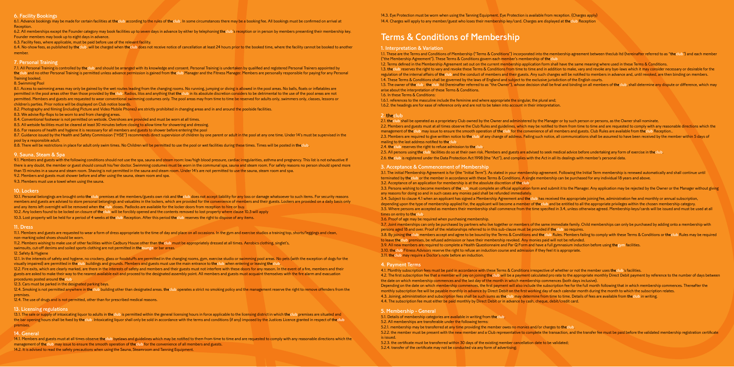## 6. Facility Bookings

6.1. Advance bookings may be made for certain facilities at theclub according to the rules of theclub. In some circumstances there may be a booking fee. All bookings must be confirmed on arrival at Reception.

6.2. All memberships except the Founder category may book facilities up to seven days in advance by either by telephoning theclub's reception or in person by members presenting their membership key. Founder members may book up to eight days in advance.

6.3. Facility fees, where applicable, must be paid before use of the relevant facility.

6.4. No-show fees, as published by theclub, will be charged when theclub does not receive notice of cancellation at least 24 hours prior to the booked time, where the facility cannot be booked to another member.

## 7. Personal Training

7.1. All Personal Training is controlled by theclub and should be arranged with its knowledge and consent. Personal Training is undertaken by qualified and registered Personal Trainers appointed by theclub and no other Personal Training is permitted unless advance permission is gained from theclub Manager and the Fitness Manager. Members are personally responsible for paying for any Personal Training booked.

8. Swimming Pool

8.1. Access to swimming areas may only be gained by the wet routes leading from the changing rooms. No running, jumping or diving is allowed in the pool areas. No balls, floats or inflatables are permitted in the pool areas other than those provided by theclub. Radios, lilos and anything that theclub in its absolute discretion considers to be detrimental to the use of the pool areas are not permitted. Members and guests are requested to wear conventional swimming costumes only. The pool areas may from time to time be reserved for adults only, swimmers only, classes, lessons or children's parties. Prior notice will be displayed on Club notice boards.

8.2. Photography and filming (including Picture and Video Mobile Phones) are strictly prohibited in changing areas and in and around the poolside facilities.

8.3. We advise flip-flops to be worn to and from changing areas.

8.4. Conventional footwear is not permitted on wetside. Overshoes are provided and must be worn at all times.

8.5. All wetside facilities must be cleared at least 30 minutes before closing to allow time for showering and dressing.

8.6. For reasons of health and hygiene it is necessary for all members and guests to shower before entering the pool

8.7. Guidance issued by the Health and Safety Commission ("HSE") recommends direct supervision of children by one parent or adult in the pool at any one time. Under 14's must be supervised in the pool by a responsible adult.

8.8. There will be restrictions in place for adult only swim times. No Children will be permitted to use the pool or wet facilities during these times. Times will be posted in theclub.

## 9. Sauna, Steam & Spa

9.1. Members and guests with the following conditions should not use the spa, sauna and steam room: low/high blood pressure, cardiac irregularities, asthma and pregnancy. This list is not exhaustive If there is any doubt, the member or guest should consult his/her doctor. Swimming costumes must be worn in the communal spa, sauna and steam room. For safety reasons no person should spend more than 15 minutes in a sauna and steam room. Shaving is not permitted in the sauna and steam room. Under 14's are not permitted to use the sauna, steam room and spa.

9.2. Members and guests must shower before and after using the sauna, steam room and spa.

9.3. Members must use a towel when using the sauna.

## 10. Lockers

10.1. Personal belongings are brought onto theclub premises at the members/guests own risk and theclub does not accept liability for any loss or damage whatsoever to such items. For security reasons members and guests are advised to store personal belongings and valuables in the lockers, which are provided for the convenience of members and their guests. Lockers are provided on a daily basis only and any items left overnight will be removed when theclub closes. Padlocks are available for the locker doors from reception to hire or buy.

10.2. Any lockers found to be locked on closure of theclub will be forcibly opened and the contents removed to lost property where clause 10.3 will apply

10.3. Lost property will be held for a period of 4 weeks at theclub Reception. After this period theclub reserves the right to dispose of any items.

## 11. Dress

11.1. Members and guests are requested to wear a form of dress appropriate to the time of day and place on all occasions. In the gym and exercise studios a training top, shorts/leggings and clean, non-marking soled shoes should be worn.

11.2. Members wishing to make use of other facilities within Cadbury House other than theclub must be appropriately dressed at all times. Aerobics clothing, singlet's, swimsuits, cut-off denims and soiled sports clothing are not permitted in thelounge or bar areas.

12. Safety & Hygiene

12.1. In the interests of safety and hygiene, no crockery, glass or foodstuffs are permitted in the changing rooms, gym, exercise studio or swimming pool areas. No pets (with the exception of dogs for the visually impaired) are permitted in theclub buildings and grounds. Members and guests must use the main entrance to theclub when entering or leaving theclub.

12.2. Fire exits, which are clearly marked, are there in the interests of safety and members and their guests must not interfere with these doors for any reason. In the event of a fire, members and their guests are asked to make their way to the nearest available exit and proceed to the designated assembly point. All members and guests must acquaint themselves with the fire alarm and evacuation procedures posted around theclub.

12.3. Cars must be parked in the designated parking bays.

12.4. Smoking is not permitted anywhere in theclub building other than designated areas. theclub operates a strict no smoking policy and the management reserve the right to remove offenders from the premises.

12.4. The use of drugs and is not permitted, other than for prescribed medical reasons.

## 13. Licensing regulations

13.1. The sale or supply of intoxicating liquor to adults in theclub is permitted within the general licensing hours in force applicable to the licensing district in which theclub premises are situated and the bar opening hours shall be fixed by theclub. Intoxicating liquor shall only be sold in accordance with the terms and conditions (if any) imposed by the Justices Licence granted in respect of theclub premises.

## 14. General

14.1. Members and guests must at all times observe theclub byelaws and guidelines which may be notified to them from time to time and are requested to comply with any reasonable directions which the management of theclub may issue to ensure the smooth operation of theclub for the convenience of all members and guests.

14.2. It is advised to read the safety precautions when using the Sauna, Steamroom and Tanning Equipment.

14.3. Eye Protection must be worn when using the Tanning Equipment. Eye Protection is available from reception. (Charges apply)

14.4. Charges will apply to any member/guest who loses their membership key/card. Charges are displayed at theclub Reception

# Terms & Conditions of Membership

## 1. Interpretation & Variation

1.1. These are the Terms and Conditions of Membership ("Terms & Conditions") incorporated into the membership agreement between theclub ltd (hereinafter referred to as "theclub") and each member ("the Membership Agreement"). These Terms & Conditions govern each member's membership of theclub

1.2. Terms defined in the Membership Agreement set out on the current membership application form shall have the same meaning where used in these Terms & Conditions.

1.3. theclub reserves the right to vary and revoke these Terms & Conditions from time to time and in addition to make, vary and revoke any bye-laws which it may consider necessary or desirable for the regulation of the internal affairs of theclub and the conduct of members and their guests. Any such changes will be notified to members in advance and, until revoked, are then binding on members.

1.4. These Terms & Conditions shall be governed by the laws of England and subject to the exclusive jurisdiction of the English courts.

1.5. The owner of theclub, theclub ltd (hereinafter referred to as "the Owner"), whose decision shall be final and binding on all members of theclub, shall determine any dispute or difference, which may arise about the interpretation of these Terms & Conditions.

1.6. In these Terms & Conditions:

1.6.1. references to the masculine include the feminine and where appropriate the singular, the plural and;

1.6.2. the headings are for ease of reference only and are not to be taken into account in their interpretation.

## 2. theclub

2.1. theclub shall be operated as a proprietary Club owned by the Owner and administered by the Manager or by such person or persons, as the Owner shall nominate.

2.2. Members and guests must at all times observe the Club Rules and guidelines, which may be notified to them from time to time and are requested to comply with any reasonable directions which the management of theclub may issue to ensure the smooth operation of theclub for the convenience of all members and guests. Club Rules are available from theclub Reception..

2.3. Members are required to give written notice to theclub of any change of address. Failing such notice, all communications shall be assumed to have been received by the member within 5 days of mailing to the last address notified to theclub

2.4. theclub reserves the right to refuse admission to theclub.

2.5. All persons using theclub facilities do so at their own risk. Members and guests are advised to seek medical advice before undertaking any form of exercise in theclub.

2.6. theclub is registered under the Data Protection Act 1998 (the "Act"), and complies with the Act in all its dealings with member's personal data.

## 3. Acceptance & Commencement of Membership

3.1. The initial Membership Agreement is for (the "Initial Term"). As stated in your membership agreement. Following the Initial Term membership is renewed automatically and shall continue until terminated by theclub or the member in accordance with these Terms & Conditions. A single membership can be purchased for any individual 18 years and above.

3.2. Acceptance of an application for membership is at the absolute discretion of theclub.

3.3. Persons wishing to become members of theclub must complete an official application form and submit it to the Manager. Any application may be rejected by the Owner or the Manager without giving any reasons for doing so and in such cases any monies paid shall be refunded immediately.

3.4. Subject to clause 4.1 when an applicant has signed a Membership Agreement and theclub has received the appropriate joining fee, administration fee and monthly or annual subscription, depending upon the type of membership applied for, the applicant will become a member of theclub and be entitled to all the appropriate privileges within the chosen membership category.

3.5. Where persons are accepted as members their membership shall commence from the time specified in 3.4, unless otherwise agreed. Membership keys/cards will be issued and must be used at all times on entry to theclub.

3.6. Proof of age may be required when purchasing membership.

3.7. Joint memberships can only be purchased by partners who live together or members of the same immediate family. Child memberships can only be purchased by adding onto a membership with persons aged 18 and over. Proof of the relationships referred to in this sub-clause must be provided if theclub so requires.

3.8. By joining theclub members accept and agree to be bound by the Terms & Conditions and theclub Rules. Members failing to comply with these Terms & Conditions or theclub Rules may be required to leave theclub premises, be refused admission or have their membership revoked. Any monies paid will not be refunded.

3.9. All new members are required to complete a Health Questionnaire and Par Q Form and have a full gymnasium induction before using thegym facilities.

3.10. theclub Fitness Advisors reserve the right to refuse an induction course and admission if they feel it is appropriate.

3.11. theclub may require a Doctor's note before an induction.

## 4. Payment Terms

4.1. Monthly subscription fees must be paid in accordance with these Terms & Conditions irrespective of whether or not the member uses theclub's facilities.

4.2. The first subscription fee that a member will pay on joining theclub will be a payment calculated pro rata to the appropriate monthly Direct Debit payment by reference to the number of days between the date on which membership commences and the last day of the month in which membership commences (both days inclusive).

Depending on the date on which membership commences, the first payment will also include the subscription fee for the full month following that in which membership commences. Thereafter the monthly subscription fee will be payable monthly in advance by Direct Debit on the first working day of each calendar month during the month to which the subscription relates.

4.3. Joining, administration and subscription fees shall be such sums as theclub may determine from time to time. Details of fees are available from theclub in writing.

4.4. The subscription fee must either be paid monthly by Direct Debit or in advance by cash, cheque, debit/credit card.

## 5. Membership - General

5.1. Details of membership categories are available in writing from theclub.

5.2. All memberships are transferable under the following terms:

5.2.1. membership may be transferred at any time providing the member owes no monies and/or charges to theclub.

5.2.2. the member must be present with the new member and a Club representative to complete the transaction, and the transfer fee must be paid before the validated membership registration certificate is issued.

5.2.3. the certificate must be transferred within 30 days of the existing member cancellation date to be validated;

5.2.4. transfer of the certificate may not be conducted via any form of advertising;